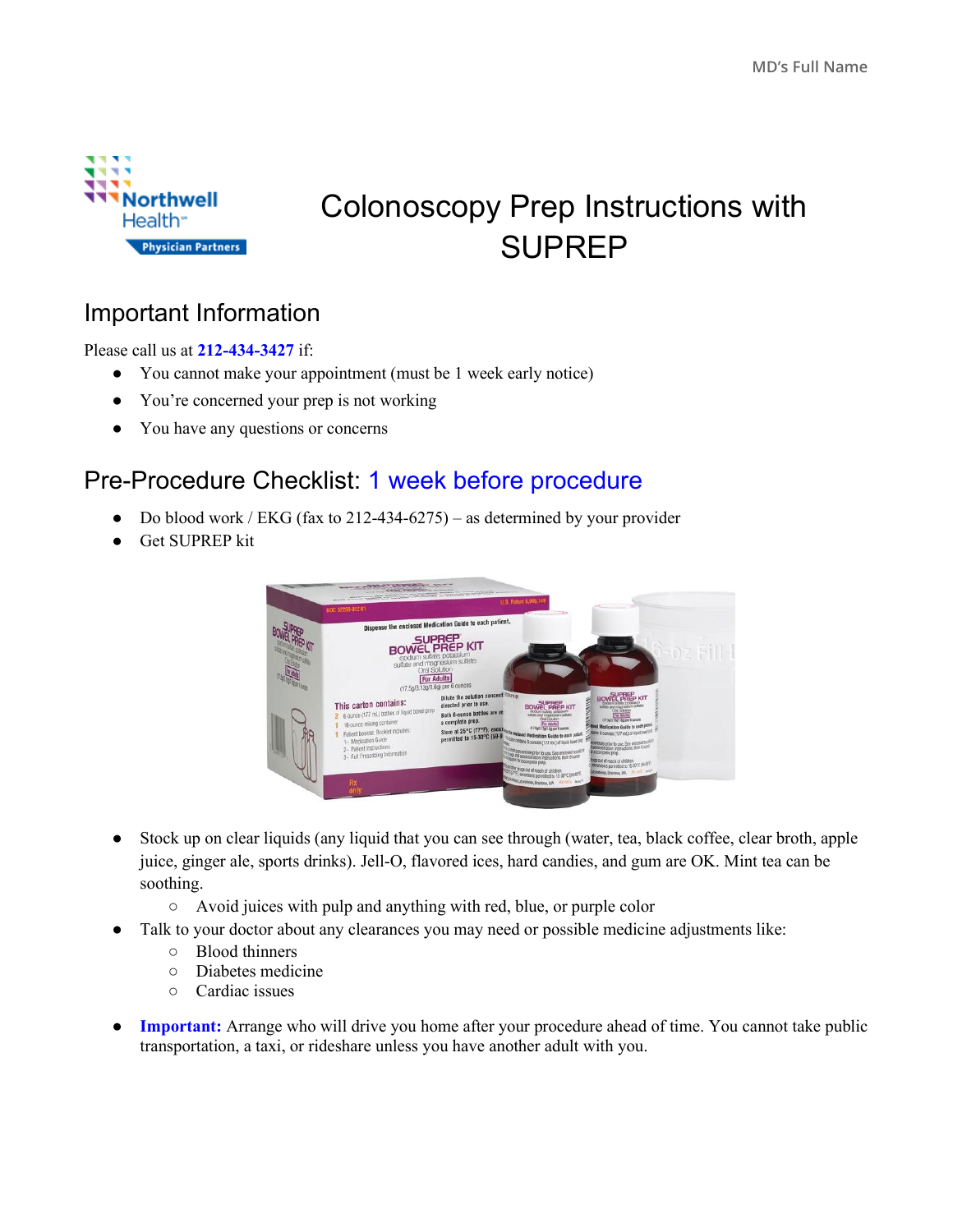MD's Full Name

# Colonoscopy Prep Instructions with SUPREP

## Important Information

Please call us at **212-434-3427** if:

- You cannot make your appointment (must be 1 week early notice)
- You're concerned your prep is not working
- You have any questions or concerns

## Pre-Procedure Checklist: 1 week before procedure

- Do blood work / EKG (fax to 212-434-6275) – as determined by your provider
- Get SUPREP kit
- Stock up on clear liquids (any liquid that you can see through (water, tea, black coffee, clear broth, apple juice, ginger ale, sports drinks). Jell-O, flavored ices, hard candies, and gum are OK. Mint tea can be soothing.
  - Avoid juices with pulp and anything with red, blue, or purple color
- Talk to your doctor about any clearances you may need or possible medicine adjustments like:
  - Blood thinners
  - Diabetes medicine
  - Cardiac issues
- **Important:** Arrange who will drive you home after your procedure ahead of time. You cannot take public transportation, a taxi, or rideshare unless you have another adult with you.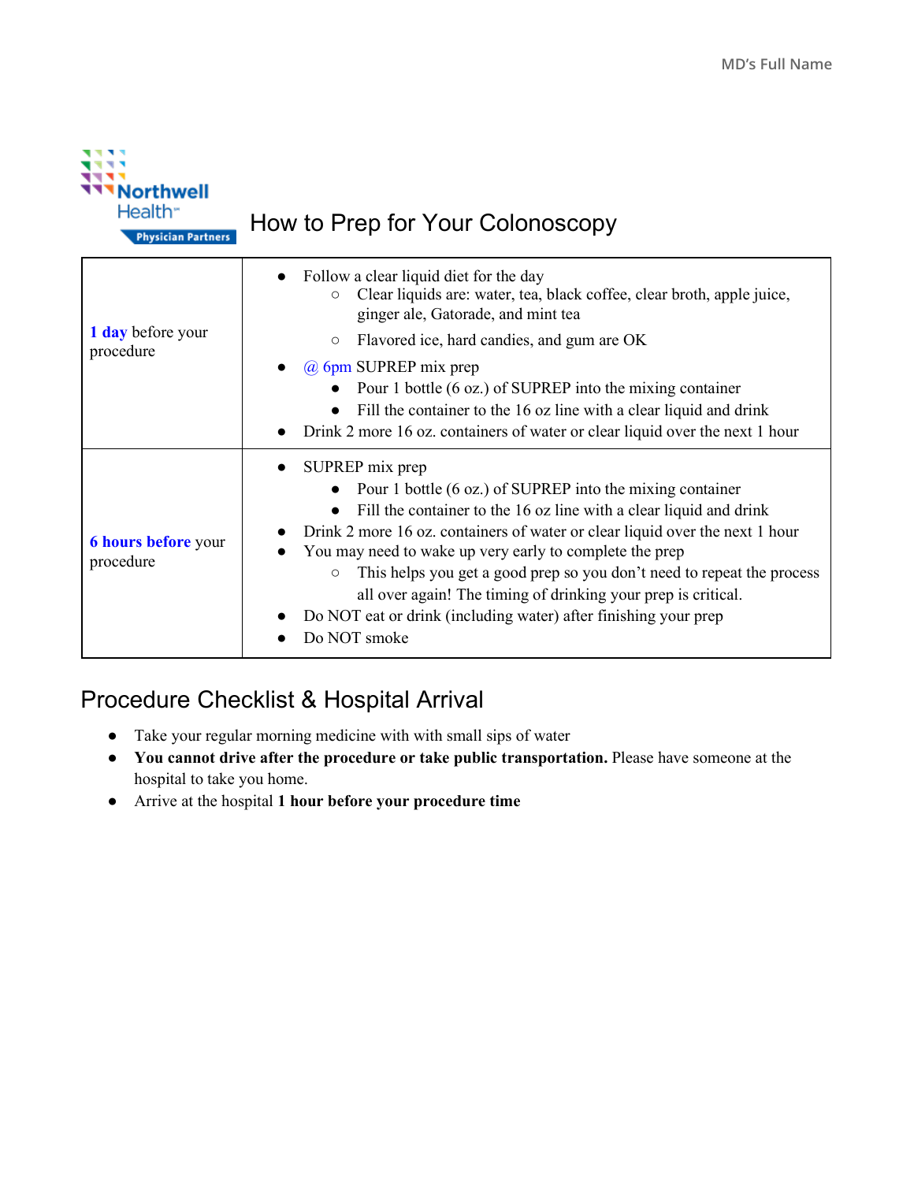MD's Full Name

Northwell Health Physician Partners

# How to Prep for Your Colonoscopy

| | |
|---|---|
| **1 day** before your procedure | • Follow a clear liquid diet for the day<br>  ○ Clear liquids are: water, tea, black coffee, clear broth, apple juice, ginger ale, Gatorade, and mint tea<br>  ○ Flavored ice, hard candies, and gum are OK<br>• @ 6pm SUPREP mix prep<br>  • Pour 1 bottle (6 oz.) of SUPREP into the mixing container<br>  • Fill the container to the 16 oz line with a clear liquid and drink<br>• Drink 2 more 16 oz. containers of water or clear liquid over the next 1 hour |
| **6 hours before** your procedure | • SUPREP mix prep<br>  • Pour 1 bottle (6 oz.) of SUPREP into the mixing container<br>  • Fill the container to the 16 oz line with a clear liquid and drink<br>• Drink 2 more 16 oz. containers of water or clear liquid over the next 1 hour<br>• You may need to wake up very early to complete the prep<br>  ○ This helps you get a good prep so you don't need to repeat the process all over again! The timing of drinking your prep is critical.<br>• Do NOT eat or drink (including water) after finishing your prep<br>• Do NOT smoke |

## Procedure Checklist & Hospital Arrival

- Take your regular morning medicine with with small sips of water
- **You cannot drive after the procedure or take public transportation.** Please have someone at the hospital to take you home.
- Arrive at the hospital **1 hour before your procedure time**